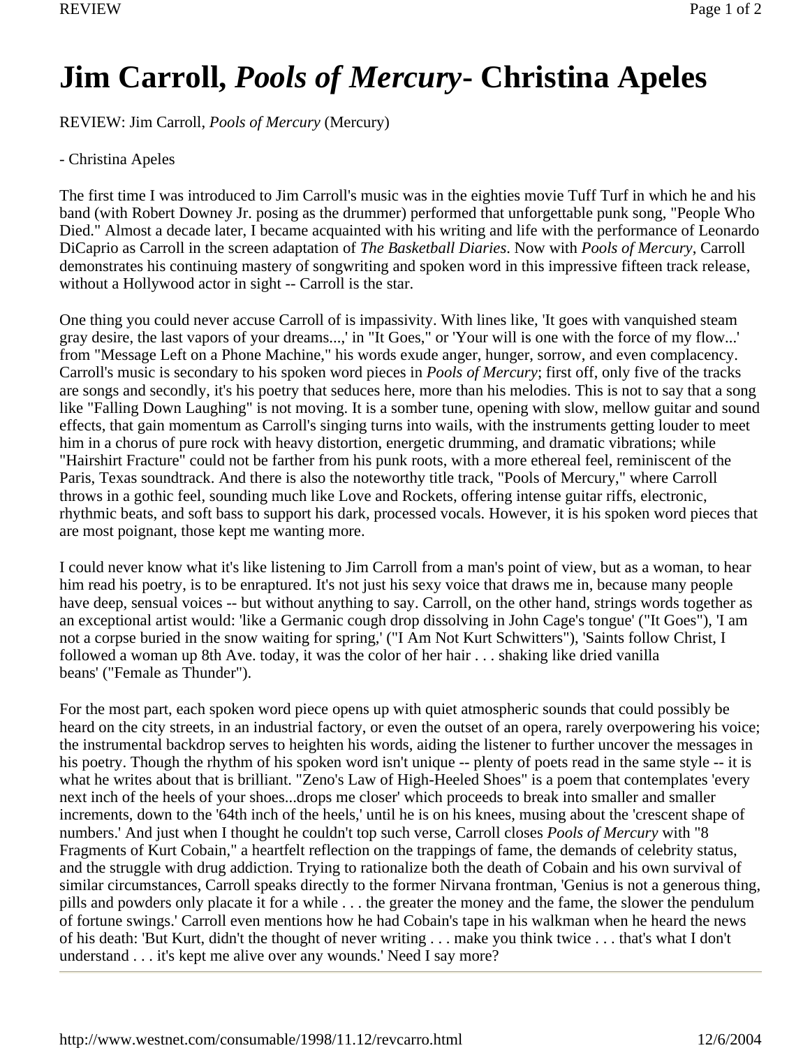# Jim Carroll, *Pools of Mercury*- Christina Apeles

REVIEW: Jim Carroll, *Pools of Mercury* (Mercury)

- Christina Apeles

The first time I was introduced to Jim Carroll's music was in the eighties movie Tuff Turf in which he and his band (with Robert Downey Jr. posing as the drummer) performed that unforgettable punk song, "People Who Died." Almost a decade later, I became acquainted with his writing and life with the performance of Leonardo DiCaprio as Carroll in the screen adaptation of *The Basketball Diaries*. Now with *Pools of Mercury*, Carroll demonstrates his continuing mastery of songwriting and spoken word in this impressive fifteen track release, without a Hollywood actor in sight -- Carroll is the star.

One thing you could never accuse Carroll of is impassivity. With lines like, 'It goes with vanquished steam gray desire, the last vapors of your dreams...,' in "It Goes," or 'Your will is one with the force of my flow...' from "Message Left on a Phone Machine," his words exude anger, hunger, sorrow, and even complacency. Carroll's music is secondary to his spoken word pieces in *Pools of Mercury*; first off, only five of the tracks are songs and secondly, it's his poetry that seduces here, more than his melodies. This is not to say that a song like "Falling Down Laughing" is not moving. It is a somber tune, opening with slow, mellow guitar and sound effects, that gain momentum as Carroll's singing turns into wails, with the instruments getting louder to meet him in a chorus of pure rock with heavy distortion, energetic drumming, and dramatic vibrations; while "Hairshirt Fracture" could not be farther from his punk roots, with a more ethereal feel, reminiscent of the Paris, Texas soundtrack. And there is also the noteworthy title track, "Pools of Mercury," where Carroll throws in a gothic feel, sounding much like Love and Rockets, offering intense guitar riffs, electronic, rhythmic beats, and soft bass to support his dark, processed vocals. However, it is his spoken word pieces that are most poignant, those kept me wanting more.

I could never know what it's like listening to Jim Carroll from a man's point of view, but as a woman, to hear him read his poetry, is to be enraptured. It's not just his sexy voice that draws me in, because many people have deep, sensual voices -- but without anything to say. Carroll, on the other hand, strings words together as an exceptional artist would: 'like a Germanic cough drop dissolving in John Cage's tongue' ("It Goes"), 'I am not a corpse buried in the snow waiting for spring,' ("I Am Not Kurt Schwitters"), 'Saints follow Christ, I followed a woman up 8th Ave. today, it was the color of her hair . . . shaking like dried vanilla beans' ("Female as Thunder").

For the most part, each spoken word piece opens up with quiet atmospheric sounds that could possibly be heard on the city streets, in an industrial factory, or even the outset of an opera, rarely overpowering his voice; the instrumental backdrop serves to heighten his words, aiding the listener to further uncover the messages in his poetry. Though the rhythm of his spoken word isn't unique -- plenty of poets read in the same style -- it is what he writes about that is brilliant. "Zeno's Law of High-Heeled Shoes" is a poem that contemplates 'every next inch of the heels of your shoes...drops me closer' which proceeds to break into smaller and smaller increments, down to the '64th inch of the heels,' until he is on his knees, musing about the 'crescent shape of numbers.' And just when I thought he couldn't top such verse, Carroll closes *Pools of Mercury* with "8 Fragments of Kurt Cobain," a heartfelt reflection on the trappings of fame, the demands of celebrity status, and the struggle with drug addiction. Trying to rationalize both the death of Cobain and his own survival of similar circumstances, Carroll speaks directly to the former Nirvana frontman, 'Genius is not a generous thing, pills and powders only placate it for a while . . . the greater the money and the fame, the slower the pendulum of fortune swings.' Carroll even mentions how he had Cobain's tape in his walkman when he heard the news of his death: 'But Kurt, didn't the thought of never writing . . . make you think twice . . . that's what I don't understand . . . it's kept me alive over any wounds.' Need I say more?